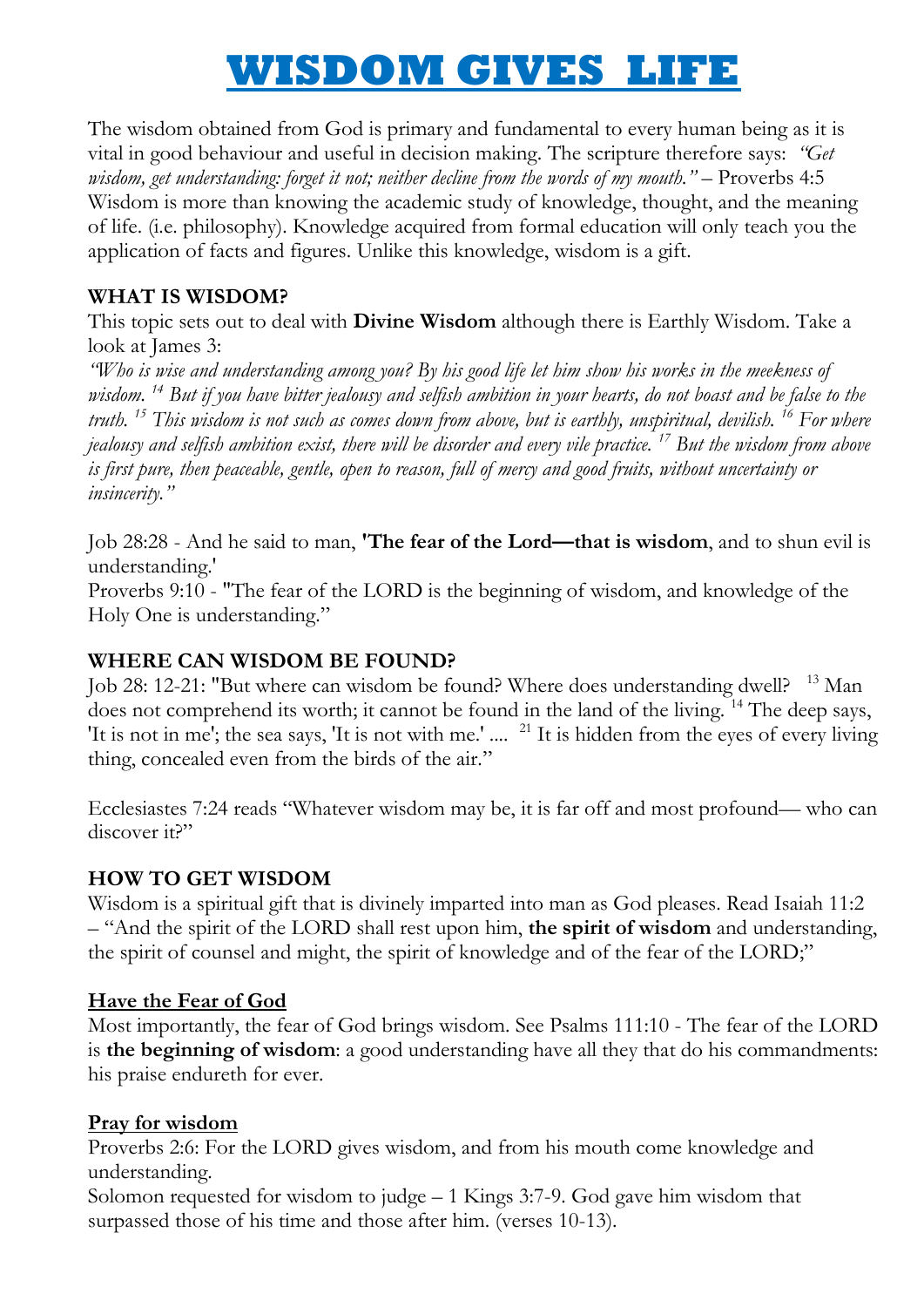# WISDOM GIVES LIFE

The wisdom obtained from God is primary and fundamental to every human being as it is vital in good behaviour and useful in decision making. The scripture therefore says: *"Get wisdom, get understanding: forget it not; neither decline from the words of my mouth."* – Proverbs 4:5
Wisdom is more than knowing the academic study of knowledge, thought, and the meaning of life. (i.e. philosophy). Knowledge acquired from formal education will only teach you the application of facts and figures. Unlike this knowledge, wisdom is a gift.

**WHAT IS WISDOM?**

This topic sets out to deal with **Divine Wisdom** although there is Earthly Wisdom. Take a look at James 3:

*"Who is wise and understanding among you? By his good life let him show his works in the meekness of wisdom. [14] But if you have bitter jealousy and selfish ambition in your hearts, do not boast and be false to the truth. [15] This wisdom is not such as comes down from above, but is earthly, unspiritual, devilish. [16] For where jealousy and selfish ambition exist, there will be disorder and every vile practice. [17] But the wisdom from above is first pure, then peaceable, gentle, open to reason, full of mercy and good fruits, without uncertainty or insincerity."*

Job 28:28 - And he said to man, **'The fear of the Lord—that is wisdom**, and to shun evil is understanding.'
Proverbs 9:10 - "The fear of the LORD is the beginning of wisdom, and knowledge of the Holy One is understanding."

**WHERE CAN WISDOM BE FOUND?**

Job 28: 12-21: "But where can wisdom be found? Where does understanding dwell? [13] Man does not comprehend its worth; it cannot be found in the land of the living. [14] The deep says, 'It is not in me'; the sea says, 'It is not with me.' .... [21] It is hidden from the eyes of every living thing, concealed even from the birds of the air."

Ecclesiastes 7:24 reads "Whatever wisdom may be, it is far off and most profound— who can discover it?"

**HOW TO GET WISDOM**

Wisdom is a spiritual gift that is divinely imparted into man as God pleases. Read Isaiah 11:2 – "And the spirit of the LORD shall rest upon him, **the spirit of wisdom** and understanding, the spirit of counsel and might, the spirit of knowledge and of the fear of the LORD;"

**<u>Have the Fear of God</u>**

Most importantly, the fear of God brings wisdom. See Psalms 111:10 - The fear of the LORD is **the beginning of wisdom**: a good understanding have all they that do his commandments: his praise endureth for ever.

**<u>Pray for wisdom</u>**

Proverbs 2:6: For the LORD gives wisdom, and from his mouth come knowledge and understanding.
Solomon requested for wisdom to judge – 1 Kings 3:7-9. God gave him wisdom that surpassed those of his time and those after him. (verses 10-13).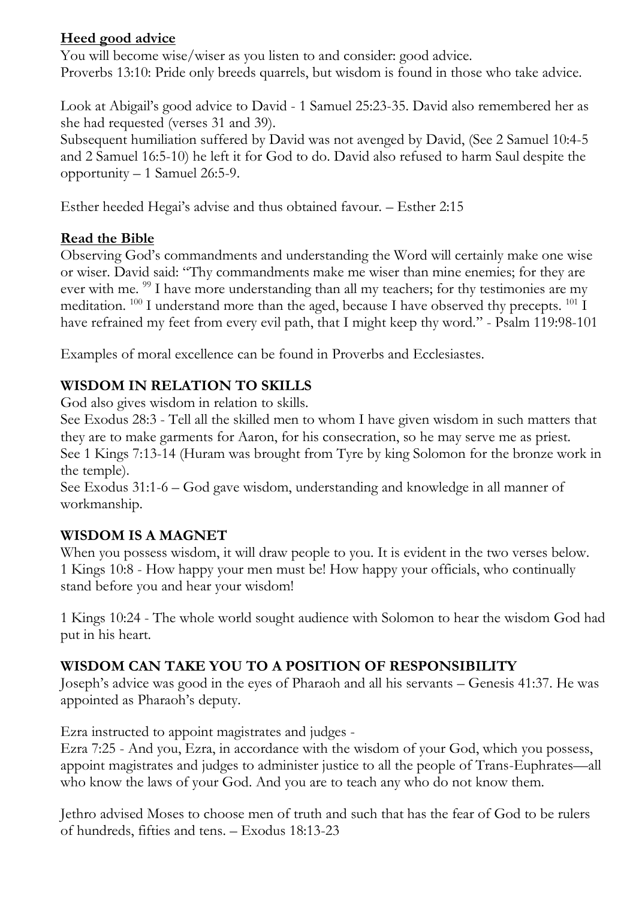**Heed good advice**

You will become wise/wiser as you listen to and consider: good advice.
Proverbs 13:10: Pride only breeds quarrels, but wisdom is found in those who take advice.

Look at Abigail's good advice to David - 1 Samuel 25:23-35. David also remembered her as she had requested (verses 31 and 39).
Subsequent humiliation suffered by David was not avenged by David, (See 2 Samuel 10:4-5 and 2 Samuel 16:5-10) he left it for God to do. David also refused to harm Saul despite the opportunity – 1 Samuel 26:5-9.

Esther heeded Hegai's advise and thus obtained favour. – Esther 2:15

**Read the Bible**

Observing God's commandments and understanding the Word will certainly make one wise or wiser. David said: "Thy commandments make me wiser than mine enemies; for they are ever with me. [99] I have more understanding than all my teachers; for thy testimonies are my meditation. [100] I understand more than the aged, because I have observed thy precepts. [101] I have refrained my feet from every evil path, that I might keep thy word." - Psalm 119:98-101

Examples of moral excellence can be found in Proverbs and Ecclesiastes.

**WISDOM IN RELATION TO SKILLS**

God also gives wisdom in relation to skills.
See Exodus 28:3 - Tell all the skilled men to whom I have given wisdom in such matters that they are to make garments for Aaron, for his consecration, so he may serve me as priest.
See 1 Kings 7:13-14 (Huram was brought from Tyre by king Solomon for the bronze work in the temple).
See Exodus 31:1-6 – God gave wisdom, understanding and knowledge in all manner of workmanship.

**WISDOM IS A MAGNET**

When you possess wisdom, it will draw people to you. It is evident in the two verses below.
1 Kings 10:8 - How happy your men must be! How happy your officials, who continually stand before you and hear your wisdom!

1 Kings 10:24 - The whole world sought audience with Solomon to hear the wisdom God had put in his heart.

**WISDOM CAN TAKE YOU TO A POSITION OF RESPONSIBILITY**

Joseph's advice was good in the eyes of Pharaoh and all his servants – Genesis 41:37. He was appointed as Pharaoh's deputy.

Ezra instructed to appoint magistrates and judges -
Ezra 7:25 - And you, Ezra, in accordance with the wisdom of your God, which you possess, appoint magistrates and judges to administer justice to all the people of Trans-Euphrates—all who know the laws of your God. And you are to teach any who do not know them.

Jethro advised Moses to choose men of truth and such that has the fear of God to be rulers of hundreds, fifties and tens. – Exodus 18:13-23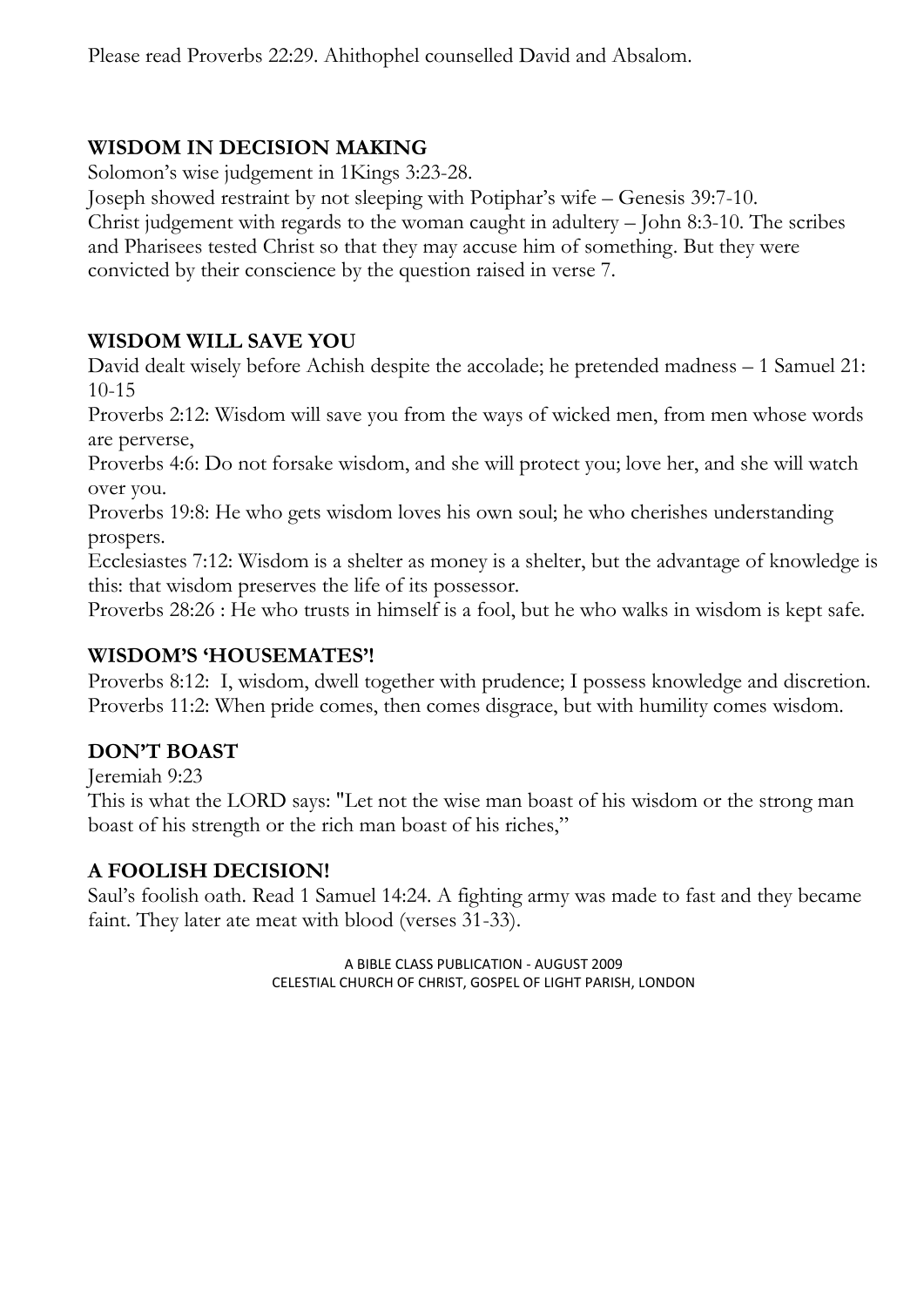Please read Proverbs 22:29. Ahithophel counselled David and Absalom.

## WISDOM IN DECISION MAKING

Solomon's wise judgement in 1Kings 3:23-28.
Joseph showed restraint by not sleeping with Potiphar's wife – Genesis 39:7-10.
Christ judgement with regards to the woman caught in adultery – John 8:3-10. The scribes and Pharisees tested Christ so that they may accuse him of something. But they were convicted by their conscience by the question raised in verse 7.

## WISDOM WILL SAVE YOU

David dealt wisely before Achish despite the accolade; he pretended madness – 1 Samuel 21: 10-15
Proverbs 2:12: Wisdom will save you from the ways of wicked men, from men whose words are perverse,
Proverbs 4:6: Do not forsake wisdom, and she will protect you; love her, and she will watch over you.
Proverbs 19:8: He who gets wisdom loves his own soul; he who cherishes understanding prospers.
Ecclesiastes 7:12: Wisdom is a shelter as money is a shelter, but the advantage of knowledge is this: that wisdom preserves the life of its possessor.
Proverbs 28:26 : He who trusts in himself is a fool, but he who walks in wisdom is kept safe.

## WISDOM'S 'HOUSEMATES'!

Proverbs 8:12: I, wisdom, dwell together with prudence; I possess knowledge and discretion.
Proverbs 11:2: When pride comes, then comes disgrace, but with humility comes wisdom.

## DON'T BOAST

Jeremiah 9:23
This is what the LORD says: "Let not the wise man boast of his wisdom or the strong man boast of his strength or the rich man boast of his riches,"

## A FOOLISH DECISION!

Saul's foolish oath. Read 1 Samuel 14:24. A fighting army was made to fast and they became faint. They later ate meat with blood (verses 31-33).

A BIBLE CLASS PUBLICATION - AUGUST 2009
CELESTIAL CHURCH OF CHRIST, GOSPEL OF LIGHT PARISH, LONDON